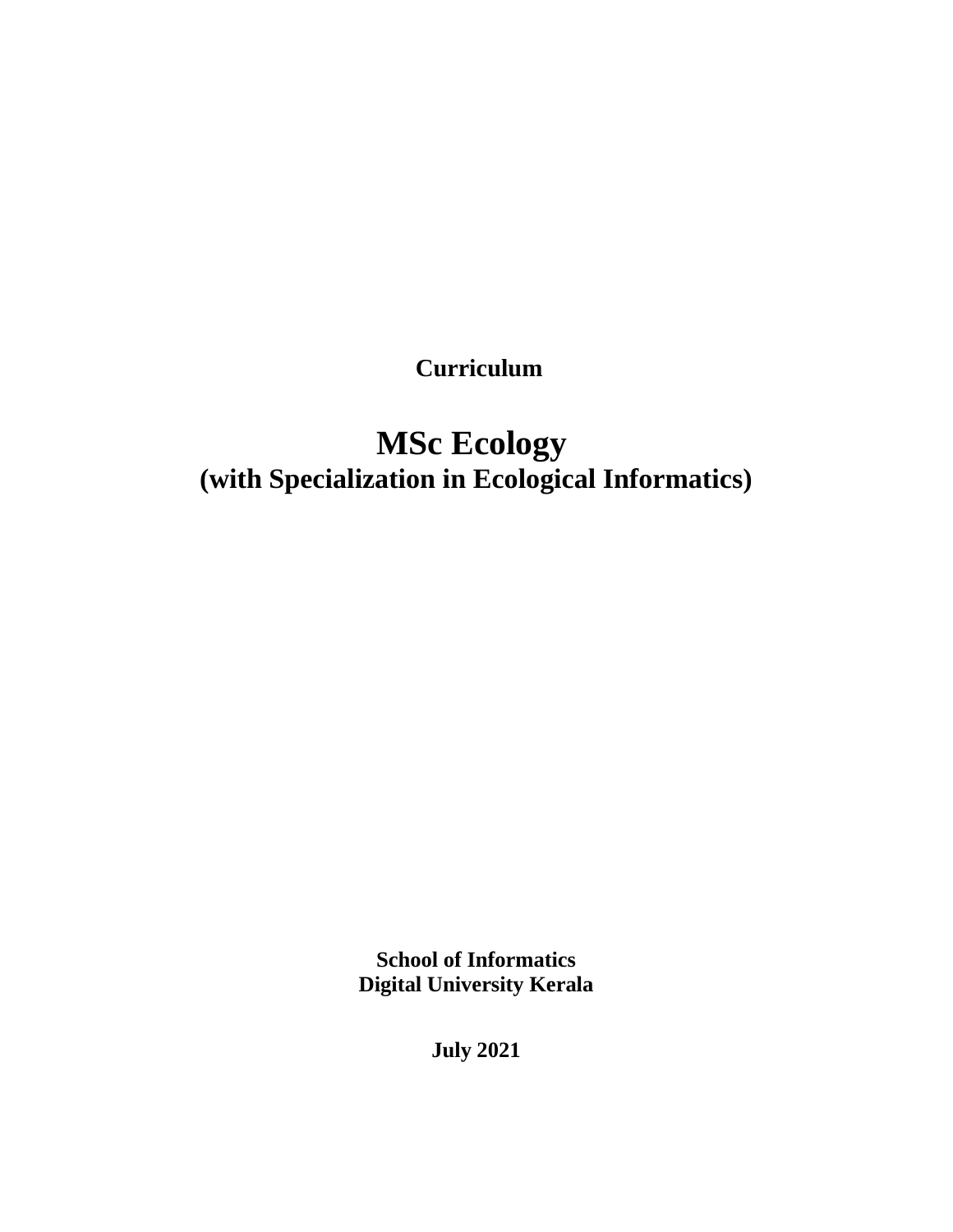**Curriculum**

# MSc Ecology
## (with Specialization in Ecological Informatics)

**School of Informatics**
**Digital University Kerala**

**July 2021**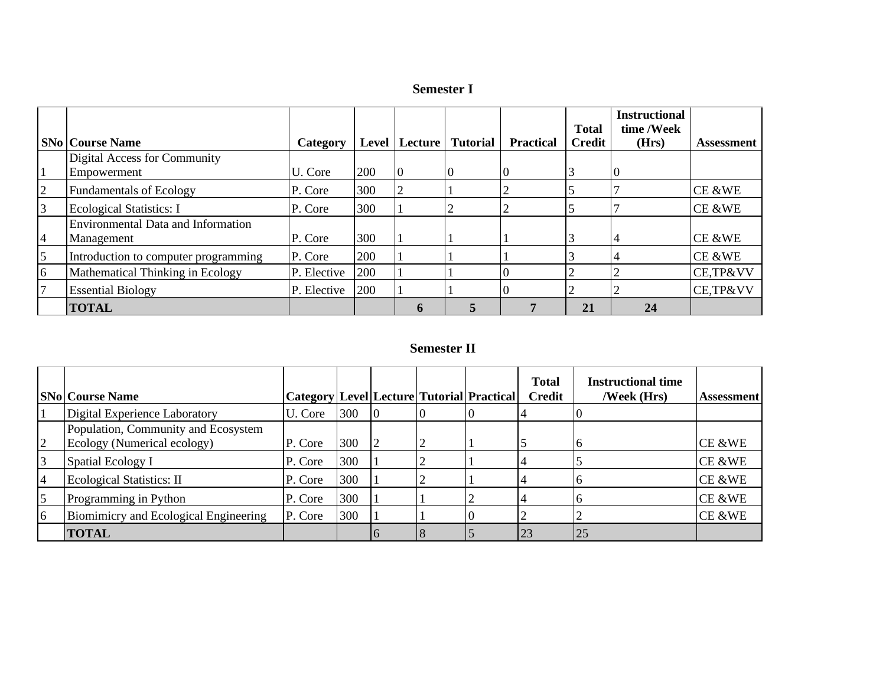## Semester I

| SNo | Course Name | Category | Level | Lecture | Tutorial | Practical | Total Credit | Instructional time /Week (Hrs) | Assessment |
|---|---|---|---|---|---|---|---|---|---|
| 1 | Digital Access for Community Empowerment | U. Core | 200 | 0 | 0 | 0 | 3 | 0 | |
| 2 | Fundamentals of Ecology | P. Core | 300 | 2 | 1 | 2 | 5 | 7 | CE &WE |
| 3 | Ecological Statistics: I | P. Core | 300 | 1 | 2 | 2 | 5 | 7 | CE &WE |
| 4 | Environmental Data and Information Management | P. Core | 300 | 1 | 1 | 1 | 3 | 4 | CE &WE |
| 5 | Introduction to computer programming | P. Core | 200 | 1 | 1 | 1 | 3 | 4 | CE &WE |
| 6 | Mathematical Thinking in Ecology | P. Elective | 200 | 1 | 1 | 0 | 2 | 2 | CE,TP&VV |
| 7 | Essential Biology | P. Elective | 200 | 1 | 1 | 0 | 2 | 2 | CE,TP&VV |
| | **TOTAL** | | | **6** | **5** | **7** | **21** | **24** | |

## Semester II

| SNo | Course Name | Category | Level | Lecture | Tutorial | Practical | Total Credit | Instructional time /Week (Hrs) | Assessment |
|---|---|---|---|---|---|---|---|---|---|
| 1 | Digital Experience Laboratory | U. Core | 300 | 0 | 0 | 0 | 4 | 0 | |
| 2 | Population, Community and Ecosystem Ecology (Numerical ecology) | P. Core | 300 | 2 | 2 | 1 | 5 | 6 | CE &WE |
| 3 | Spatial Ecology I | P. Core | 300 | 1 | 2 | 1 | 4 | 5 | CE &WE |
| 4 | Ecological Statistics: II | P. Core | 300 | 1 | 2 | 1 | 4 | 6 | CE &WE |
| 5 | Programming in Python | P. Core | 300 | 1 | 1 | 2 | 4 | 6 | CE &WE |
| 6 | Biomimicry and Ecological Engineering | P. Core | 300 | 1 | 1 | 0 | 2 | 2 | CE &WE |
| | **TOTAL** | | | 6 | 8 | 5 | 23 | 25 | |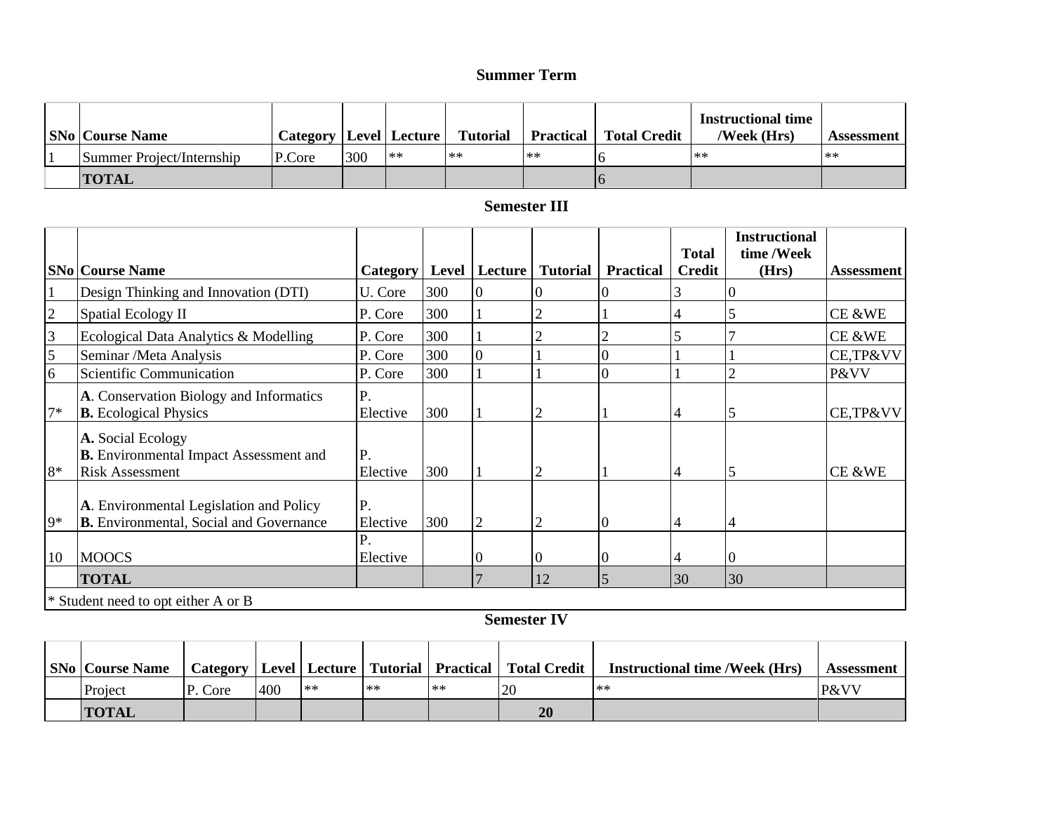### Summer Term

| SNo | Course Name | Category | Level | Lecture | Tutorial | Practical | Total Credit | Instructional time /Week (Hrs) | Assessment |
|---|---|---|---|---|---|---|---|---|---|
| 1 | Summer Project/Internship | P.Core | 300 | ** | ** | ** | 6 | ** | ** |
| | **TOTAL** | | | | | | 6 | | |

### Semester III

| SNo | Course Name | Category | Level | Lecture | Tutorial | Practical | Total Credit | Instructional time /Week (Hrs) | Assessment |
|---|---|---|---|---|---|---|---|---|---|
| 1 | Design Thinking and Innovation (DTI) | U. Core | 300 | 0 | 0 | 0 | 3 | 0 | |
| 2 | Spatial Ecology II | P. Core | 300 | 1 | 2 | 1 | 4 | 5 | CE &WE |
| 3 | Ecological Data Analytics & Modelling | P. Core | 300 | 1 | 2 | 2 | 5 | 7 | CE &WE |
| 5 | Seminar /Meta Analysis | P. Core | 300 | 0 | 1 | 0 | 1 | 1 | CE,TP&VV |
| 6 | Scientific Communication | P. Core | 300 | 1 | 1 | 0 | 1 | 2 | P&VV |
| 7* | **A**. Conservation Biology and Informatics<br>**B.** Ecological Physics | P. Elective | 300 | 1 | 2 | 1 | 4 | 5 | CE,TP&VV |
| 8* | **A.** Social Ecology<br>**B.** Environmental Impact Assessment and Risk Assessment | P. Elective | 300 | 1 | 2 | 1 | 4 | 5 | CE &WE |
| 9* | **A**. Environmental Legislation and Policy<br>**B.** Environmental, Social and Governance | P. Elective | 300 | 2 | 2 | 0 | 4 | 4 | |
| 10 | MOOCS | P. Elective | | 0 | 0 | 0 | 4 | 0 | |
| | **TOTAL** | | | 7 | 12 | 5 | 30 | 30 | |

\* Student need to opt either A or B

### Semester IV

| SNo | Course Name | Category | Level | Lecture | Tutorial | Practical | Total Credit | Instructional time /Week (Hrs) | Assessment |
|---|---|---|---|---|---|---|---|---|---|
| | Project | P. Core | 400 | ** | ** | ** | 20 | ** | P&VV |
| | **TOTAL** | | | | | | **20** | | |